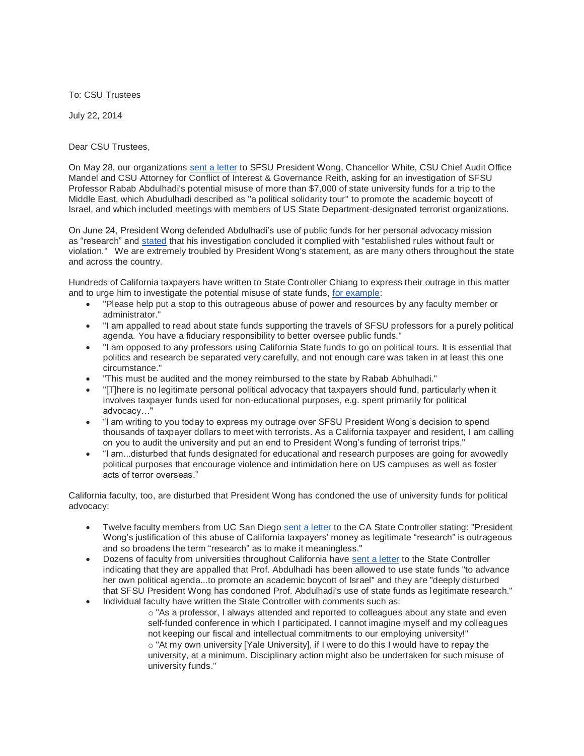To: CSU Trustees

July 22, 2014

Dear CSU Trustees,

On May 28, our organizations sent a letter to SFSU President Wong, Chancellor White, CSU Chief Audit Office Mandel and CSU Attorney for Conflict of Interest & Governance Reith, asking for an investigation of SFSU Professor Rabab Abdulhadi's potential misuse of more than $7,000 of state university funds for a trip to the Middle East, which Abudulhadi described as "a political solidarity tour" to promote the academic boycott of Israel, and which included meetings with members of US State Department-designated terrorist organizations.

On June 24, President Wong defended Abdulhadi's use of public funds for her personal advocacy mission as "research" and stated that his investigation concluded it complied with "established rules without fault or violation." We are extremely troubled by President Wong's statement, as are many others throughout the state and across the country.

Hundreds of California taxpayers have written to State Controller Chiang to express their outrage in this matter and to urge him to investigate the potential misuse of state funds, for example:

- "Please help put a stop to this outrageous abuse of power and resources by any faculty member or administrator."
- "I am appalled to read about state funds supporting the travels of SFSU professors for a purely political agenda. You have a fiduciary responsibility to better oversee public funds."
- "I am opposed to any professors using California State funds to go on political tours. It is essential that politics and research be separated very carefully, and not enough care was taken in at least this one circumstance."
- "This must be audited and the money reimbursed to the state by Rabab Abhulhadi."
- "[T]here is no legitimate personal political advocacy that taxpayers should fund, particularly when it involves taxpayer funds used for non-educational purposes, e.g. spent primarily for political advocacy…"
- "I am writing to you today to express my outrage over SFSU President Wong's decision to spend thousands of taxpayer dollars to meet with terrorists. As a California taxpayer and resident, I am calling on you to audit the university and put an end to President Wong's funding of terrorist trips."
- "I am...disturbed that funds designated for educational and research purposes are going for avowedly political purposes that encourage violence and intimidation here on US campuses as well as foster acts of terror overseas."

California faculty, too, are disturbed that President Wong has condoned the use of university funds for political advocacy:

- Twelve faculty members from UC San Diego sent a letter to the CA State Controller stating: "President Wong's justification of this abuse of California taxpayers' money as legitimate "research" is outrageous and so broadens the term "research" as to make it meaningless."
- Dozens of faculty from universities throughout California have sent a letter to the State Controller indicating that they are appalled that Prof. Abdulhadi has been allowed to use state funds "to advance her own political agenda...to promote an academic boycott of Israel" and they are "deeply disturbed that SFSU President Wong has condoned Prof. Abdulhadi's use of state funds as legitimate research."
- Individual faculty have written the State Controller with comments such as:
  - "As a professor, I always attended and reported to colleagues about any state and even self-funded conference in which I participated. I cannot imagine myself and my colleagues not keeping our fiscal and intellectual commitments to our employing university!"
  - "At my own university [Yale University], if I were to do this I would have to repay the university, at a minimum. Disciplinary action might also be undertaken for such misuse of university funds."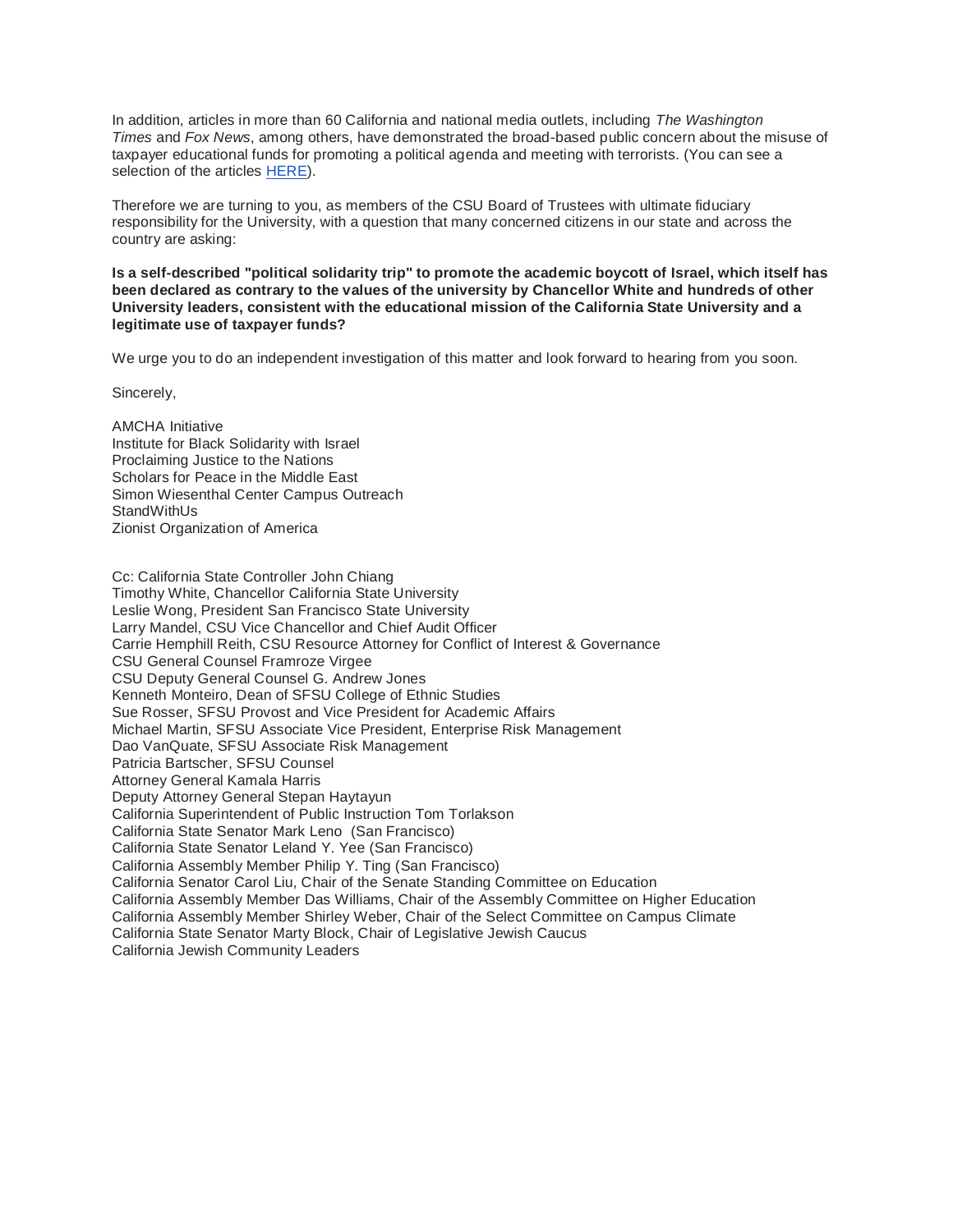In addition, articles in more than 60 California and national media outlets, including *The Washington Times* and *Fox News*, among others, have demonstrated the broad-based public concern about the misuse of taxpayer educational funds for promoting a political agenda and meeting with terrorists. (You can see a selection of the articles HERE).

Therefore we are turning to you, as members of the CSU Board of Trustees with ultimate fiduciary responsibility for the University, with a question that many concerned citizens in our state and across the country are asking:

**Is a self-described "political solidarity trip" to promote the academic boycott of Israel, which itself has been declared as contrary to the values of the university by Chancellor White and hundreds of other University leaders, consistent with the educational mission of the California State University and a legitimate use of taxpayer funds?**

We urge you to do an independent investigation of this matter and look forward to hearing from you soon.

Sincerely,

AMCHA Initiative
Institute for Black Solidarity with Israel
Proclaiming Justice to the Nations
Scholars for Peace in the Middle East
Simon Wiesenthal Center Campus Outreach
StandWithUs
Zionist Organization of America

Cc: California State Controller John Chiang
Timothy White, Chancellor California State University
Leslie Wong, President San Francisco State University
Larry Mandel, CSU Vice Chancellor and Chief Audit Officer
Carrie Hemphill Reith, CSU Resource Attorney for Conflict of Interest & Governance
CSU General Counsel Framroze Virgee
CSU Deputy General Counsel G. Andrew Jones
Kenneth Monteiro, Dean of SFSU College of Ethnic Studies
Sue Rosser, SFSU Provost and Vice President for Academic Affairs
Michael Martin, SFSU Associate Vice President, Enterprise Risk Management
Dao VanQuate, SFSU Associate Risk Management
Patricia Bartscher, SFSU Counsel
Attorney General Kamala Harris
Deputy Attorney General Stepan Haytayun
California Superintendent of Public Instruction Tom Torlakson
California State Senator Mark Leno (San Francisco)
California State Senator Leland Y. Yee (San Francisco)
California Assembly Member Philip Y. Ting (San Francisco)
California Senator Carol Liu, Chair of the Senate Standing Committee on Education
California Assembly Member Das Williams, Chair of the Assembly Committee on Higher Education
California Assembly Member Shirley Weber, Chair of the Select Committee on Campus Climate
California State Senator Marty Block, Chair of Legislative Jewish Caucus
California Jewish Community Leaders